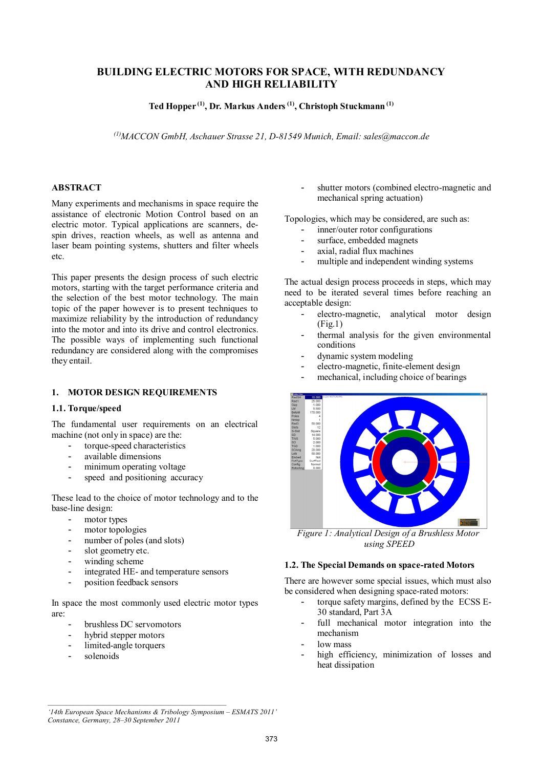# BUILDING ELECTRIC MOTORS FOR SPACE, WITH REDUNDANCY AND HIGH RELIABILITY

**Ted Hopper [1], Dr. Markus Anders [1], Christoph Stuckmann [1]**

*[1]MACCON GmbH, Aschauer Strasse 21, D-81549 Munich, Email: sales@maccon.de*

## ABSTRACT

Many experiments and mechanisms in space require the assistance of electronic Motion Control based on an electric motor. Typical applications are scanners, de-spin drives, reaction wheels, as well as antenna and laser beam pointing systems, shutters and filter wheels etc.

This paper presents the design process of such electric motors, starting with the target performance criteria and the selection of the best motor technology. The main topic of the paper however is to present techniques to maximize reliability by the introduction of redundancy into the motor and into its drive and control electronics. The possible ways of implementing such functional redundancy are considered along with the compromises they entail.

## 1. MOTOR DESIGN REQUIREMENTS

### 1.1. Torque/speed

The fundamental user requirements on an electrical machine (not only in space) are the:

- torque-speed characteristics
- available dimensions
- minimum operating voltage
- speed and positioning accuracy

These lead to the choice of motor technology and to the base-line design:

- motor types
- motor topologies
- number of poles (and slots)
- slot geometry etc.
- winding scheme
- integrated HE- and temperature sensors
- position feedback sensors

In space the most commonly used electric motor types are:

- brushless DC servomotors
- hybrid stepper motors
- limited-angle torquers
- solenoids
- shutter motors (combined electro-magnetic and mechanical spring actuation)

Topologies, which may be considered, are such as:

- inner/outer rotor configurations
- surface, embedded magnets
- axial, radial flux machines
- multiple and independent winding systems

The actual design process proceeds in steps, which may need to be iterated several times before reaching an acceptable design:

- electro-magnetic, analytical motor design (Fig.1)
- thermal analysis for the given environmental conditions
- dynamic system modeling
- electro-magnetic, finite-element design
- mechanical, including choice of bearings

*Figure 1: Analytical Design of a Brushless Motor using SPEED*

### 1.2. The Special Demands on space-rated Motors

There are however some special issues, which must also be considered when designing space-rated motors:

- torque safety margins, defined by the ECSS E-30 standard, Part 3A
- full mechanical motor integration into the mechanism
- low mass
- high efficiency, minimization of losses and heat dissipation

*'14th European Space Mechanisms & Tribology Symposium – ESMATS 2011' Constance, Germany, 28–30 September 2011*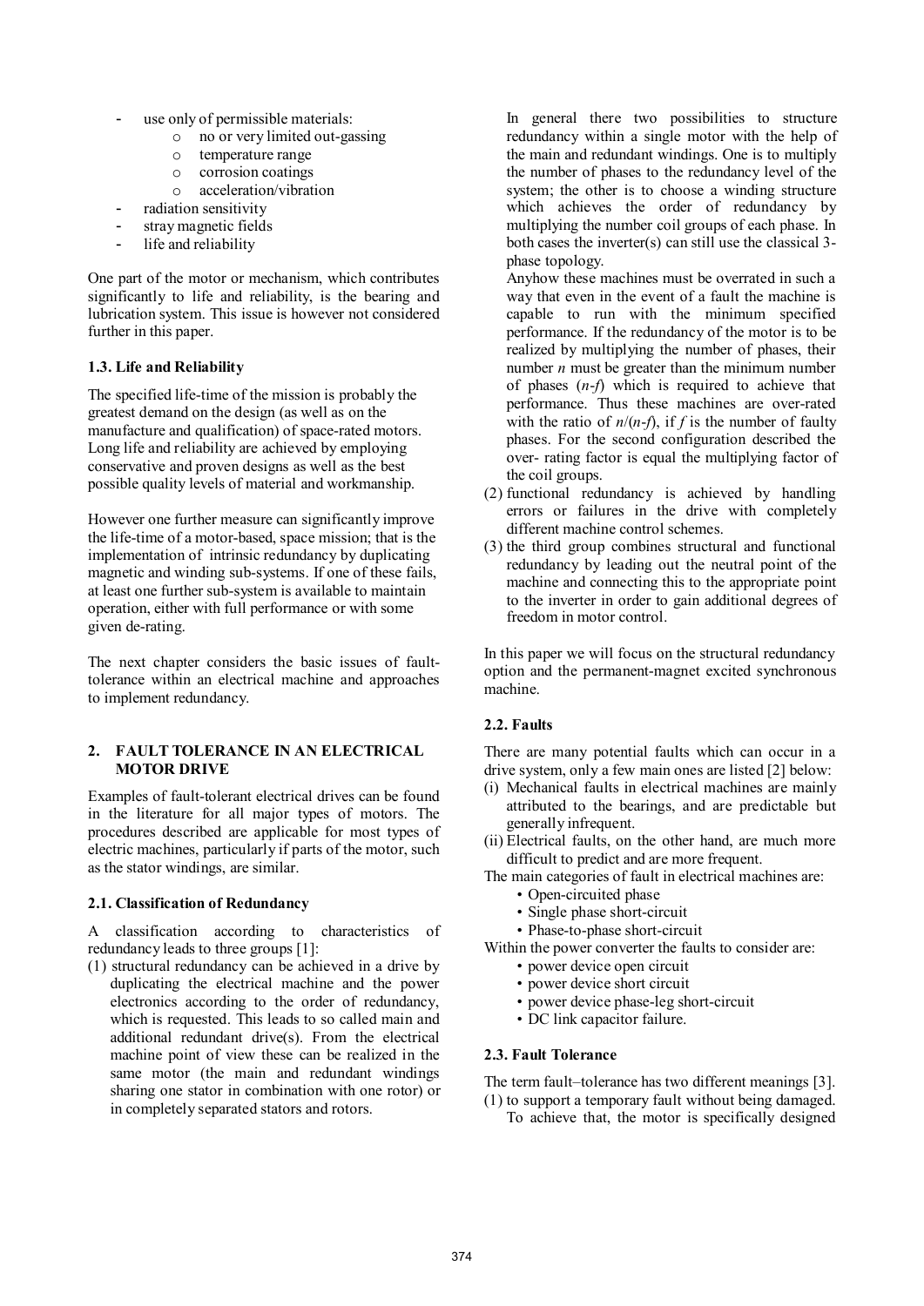- use only of permissible materials:
    - no or very limited out-gassing
    - temperature range
    - corrosion coatings
    - acceleration/vibration
- radiation sensitivity
- stray magnetic fields
- life and reliability

One part of the motor or mechanism, which contributes significantly to life and reliability, is the bearing and lubrication system. This issue is however not considered further in this paper.

### 1.3. Life and Reliability

The specified life-time of the mission is probably the greatest demand on the design (as well as on the manufacture and qualification) of space-rated motors. Long life and reliability are achieved by employing conservative and proven designs as well as the best possible quality levels of material and workmanship.

However one further measure can significantly improve the life-time of a motor-based, space mission; that is the implementation of intrinsic redundancy by duplicating magnetic and winding sub-systems. If one of these fails, at least one further sub-system is available to maintain operation, either with full performance or with some given de-rating.

The next chapter considers the basic issues of fault-tolerance within an electrical machine and approaches to implement redundancy.

## 2. FAULT TOLERANCE IN AN ELECTRICAL MOTOR DRIVE

Examples of fault-tolerant electrical drives can be found in the literature for all major types of motors. The procedures described are applicable for most types of electric machines, particularly if parts of the motor, such as the stator windings, are similar.

### 2.1. Classification of Redundancy

A classification according to characteristics of redundancy leads to three groups [1]:

(1) structural redundancy can be achieved in a drive by duplicating the electrical machine and the power electronics according to the order of redundancy, which is requested. This leads to so called main and additional redundant drive(s). From the electrical machine point of view these can be realized in the same motor (the main and redundant windings sharing one stator in combination with one rotor) or in completely separated stators and rotors.

In general there two possibilities to structure redundancy within a single motor with the help of the main and redundant windings. One is to multiply the number of phases to the redundancy level of the system; the other is to choose a winding structure which achieves the order of redundancy by multiplying the number coil groups of each phase. In both cases the inverter(s) can still use the classical 3-phase topology.

Anyhow these machines must be overrated in such a way that even in the event of a fault the machine is capable to run with the minimum specified performance. If the redundancy of the motor is to be realized by multiplying the number of phases, their number $n$ must be greater than the minimum number of phases ($n$-$f$) which is required to achieve that performance. Thus these machines are over-rated with the ratio of $n/(n-f)$, if $f$ is the number of faulty phases. For the second configuration described the over- rating factor is equal the multiplying factor of the coil groups.

(2) functional redundancy is achieved by handling errors or failures in the drive with completely different machine control schemes.

(3) the third group combines structural and functional redundancy by leading out the neutral point of the machine and connecting this to the appropriate point to the inverter in order to gain additional degrees of freedom in motor control.

In this paper we will focus on the structural redundancy option and the permanent-magnet excited synchronous machine.

### 2.2. Faults

There are many potential faults which can occur in a drive system, only a few main ones are listed [2] below:

(i) Mechanical faults in electrical machines are mainly attributed to the bearings, and are predictable but generally infrequent.

(ii) Electrical faults, on the other hand, are much more difficult to predict and are more frequent.

The main categories of fault in electrical machines are:

- Open-circuited phase
- Single phase short-circuit
- Phase-to-phase short-circuit

Within the power converter the faults to consider are:

- power device open circuit
- power device short circuit
- power device phase-leg short-circuit
- DC link capacitor failure.

### 2.3. Fault Tolerance

The term fault–tolerance has two different meanings [3].

(1) to support a temporary fault without being damaged. To achieve that, the motor is specifically designed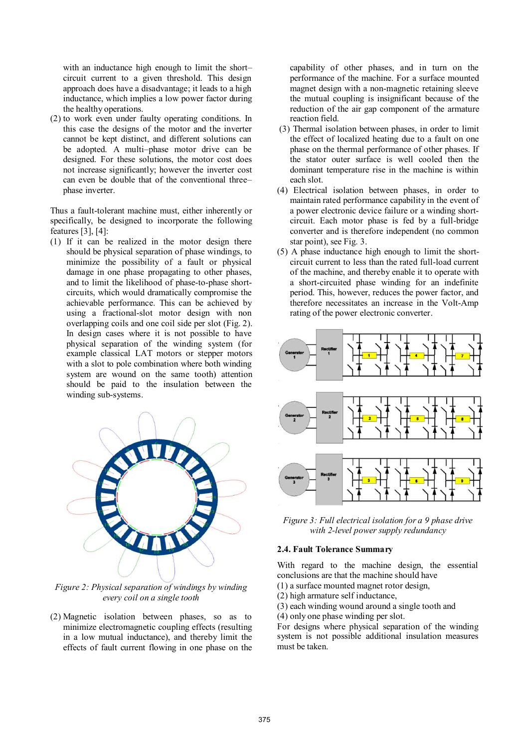with an inductance high enough to limit the short–circuit current to a given threshold. This design approach does have a disadvantage; it leads to a high inductance, which implies a low power factor during the healthy operations.

(2) to work even under faulty operating conditions. In this case the designs of the motor and the inverter cannot be kept distinct, and different solutions can be adopted. A multi–phase motor drive can be designed. For these solutions, the motor cost does not increase significantly; however the inverter cost can even be double that of the conventional three–phase inverter.

Thus a fault-tolerant machine must, either inherently or specifically, be designed to incorporate the following features [3], [4]:

(1) If it can be realized in the motor design there should be physical separation of phase windings, to minimize the possibility of a fault or physical damage in one phase propagating to other phases, and to limit the likelihood of phase-to-phase short-circuits, which would dramatically compromise the achievable performance. This can be achieved by using a fractional-slot motor design with non overlapping coils and one coil side per slot (Fig. 2). In design cases where it is not possible to have physical separation of the winding system (for example classical LAT motors or stepper motors with a slot to pole combination where both winding system are wound on the same tooth) attention should be paid to the insulation between the winding sub-systems.

*Figure 2: Physical separation of windings by winding every coil on a single tooth*

(2) Magnetic isolation between phases, so as to minimize electromagnetic coupling effects (resulting in a low mutual inductance), and thereby limit the effects of fault current flowing in one phase on the capability of other phases, and in turn on the performance of the machine. For a surface mounted magnet design with a non-magnetic retaining sleeve the mutual coupling is insignificant because of the reduction of the air gap component of the armature reaction field.

(3) Thermal isolation between phases, in order to limit the effect of localized heating due to a fault on one phase on the thermal performance of other phases. If the stator outer surface is well cooled then the dominant temperature rise in the machine is within each slot.

(4) Electrical isolation between phases, in order to maintain rated performance capability in the event of a power electronic device failure or a winding short-circuit. Each motor phase is fed by a full-bridge converter and is therefore independent (no common star point), see Fig. 3.

(5) A phase inductance high enough to limit the short-circuit current to less than the rated full-load current of the machine, and thereby enable it to operate with a short-circuited phase winding for an indefinite period. This, however, reduces the power factor, and therefore necessitates an increase in the Volt-Amp rating of the power electronic converter.

*Figure 3: Full electrical isolation for a 9 phase drive with 2-level power supply redundancy*

### 2.4. Fault Tolerance Summary

With regard to the machine design, the essential conclusions are that the machine should have

(1) a surface mounted magnet rotor design,
(2) high armature self inductance,
(3) each winding wound around a single tooth and
(4) only one phase winding per slot.

For designs where physical separation of the winding system is not possible additional insulation measures must be taken.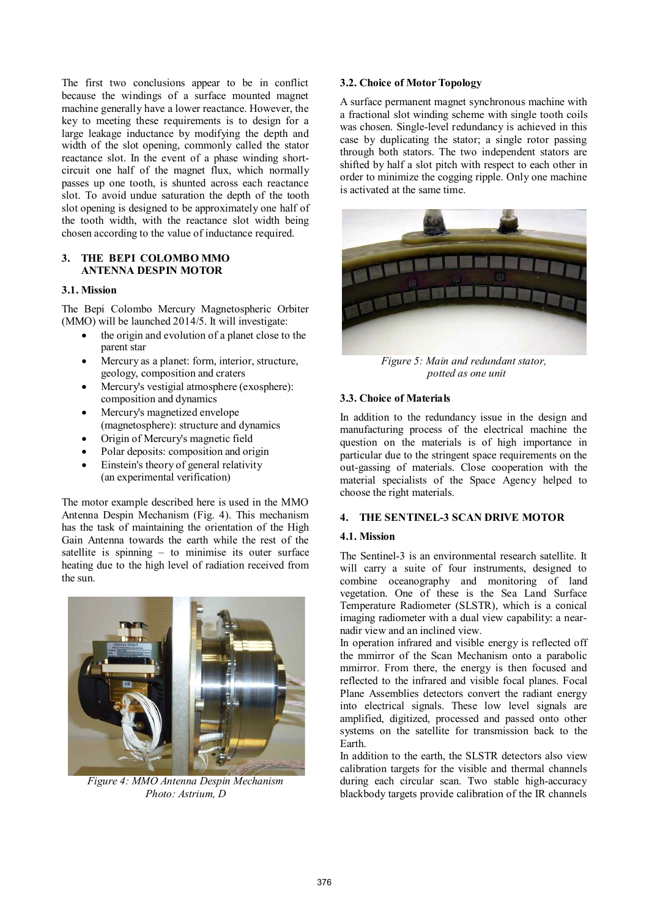The first two conclusions appear to be in conflict because the windings of a surface mounted magnet machine generally have a lower reactance. However, the key to meeting these requirements is to design for a large leakage inductance by modifying the depth and width of the slot opening, commonly called the stator reactance slot. In the event of a phase winding short-circuit one half of the magnet flux, which normally passes up one tooth, is shunted across each reactance slot. To avoid undue saturation the depth of the tooth slot opening is designed to be approximately one half of the tooth width, with the reactance slot width being chosen according to the value of inductance required.

## 3. THE BEPI COLOMBO MMO ANTENNA DESPIN MOTOR

### 3.1. Mission

The Bepi Colombo Mercury Magnetospheric Orbiter (MMO) will be launched 2014/5. It will investigate:

- the origin and evolution of a planet close to the parent star
- Mercury as a planet: form, interior, structure, geology, composition and craters
- Mercury's vestigial atmosphere (exosphere): composition and dynamics
- Mercury's magnetized envelope (magnetosphere): structure and dynamics
- Origin of Mercury's magnetic field
- Polar deposits: composition and origin
- Einstein's theory of general relativity (an experimental verification)

The motor example described here is used in the MMO Antenna Despin Mechanism (Fig. 4). This mechanism has the task of maintaining the orientation of the High Gain Antenna towards the earth while the rest of the satellite is spinning – to minimise its outer surface heating due to the high level of radiation received from the sun.

*Figure 4: MMO Antenna Despin Mechanism Photo: Astrium, D*

### 3.2. Choice of Motor Topology

A surface permanent magnet synchronous machine with a fractional slot winding scheme with single tooth coils was chosen. Single-level redundancy is achieved in this case by duplicating the stator; a single rotor passing through both stators. The two independent stators are shifted by half a slot pitch with respect to each other in order to minimize the cogging ripple. Only one machine is activated at the same time.

*Figure 5: Main and redundant stator, potted as one unit*

### 3.3. Choice of Materials

In addition to the redundancy issue in the design and manufacturing process of the electrical machine the question on the materials is of high importance in particular due to the stringent space requirements on the out-gassing of materials. Close cooperation with the material specialists of the Space Agency helped to choose the right materials.

## 4. THE SENTINEL-3 SCAN DRIVE MOTOR

### 4.1. Mission

The Sentinel-3 is an environmental research satellite. It will carry a suite of four instruments, designed to combine oceanography and monitoring of land vegetation. One of these is the Sea Land Surface Temperature Radiometer (SLSTR), which is a conical imaging radiometer with a dual view capability: a near-nadir view and an inclined view.

In operation infrared and visible energy is reflected off the mmirror of the Scan Mechanism onto a parabolic mmirror. From there, the energy is then focused and reflected to the infrared and visible focal planes. Focal Plane Assemblies detectors convert the radiant energy into electrical signals. These low level signals are amplified, digitized, processed and passed onto other systems on the satellite for transmission back to the Earth.

In addition to the earth, the SLSTR detectors also view calibration targets for the visible and thermal channels during each circular scan. Two stable high-accuracy blackbody targets provide calibration of the IR channels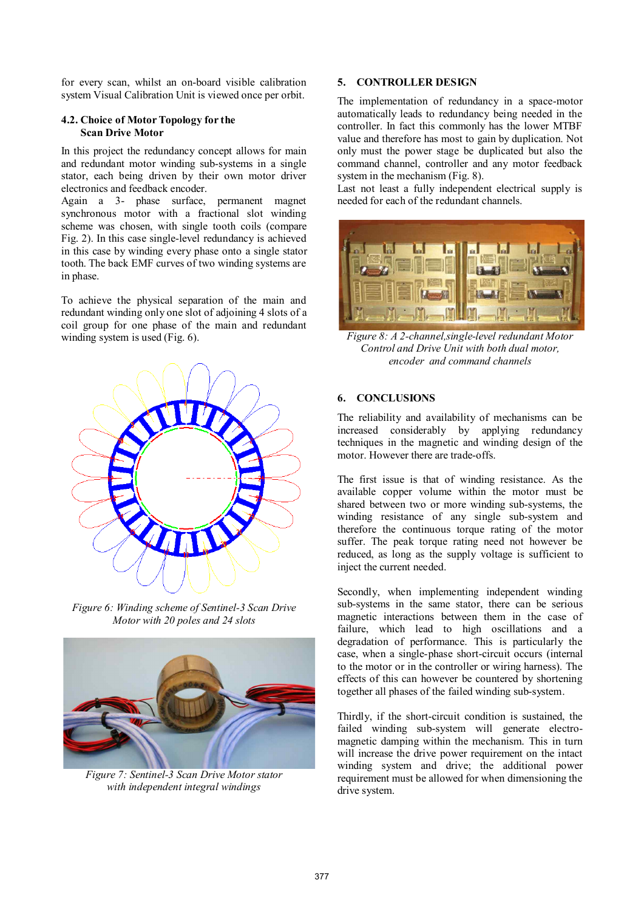for every scan, whilst an on-board visible calibration system Visual Calibration Unit is viewed once per orbit.

### 4.2. Choice of Motor Topology for the Scan Drive Motor

In this project the redundancy concept allows for main and redundant motor winding sub-systems in a single stator, each being driven by their own motor driver electronics and feedback encoder.

Again a 3- phase surface, permanent magnet synchronous motor with a fractional slot winding scheme was chosen, with single tooth coils (compare Fig. 2). In this case single-level redundancy is achieved in this case by winding every phase onto a single stator tooth. The back EMF curves of two winding systems are in phase.

To achieve the physical separation of the main and redundant winding only one slot of adjoining 4 slots of a coil group for one phase of the main and redundant winding system is used (Fig. 6).

*Figure 6: Winding scheme of Sentinel-3 Scan Drive Motor with 20 poles and 24 slots*

*Figure 7: Sentinel-3 Scan Drive Motor stator with independent integral windings*

## 5. CONTROLLER DESIGN

The implementation of redundancy in a space-motor automatically leads to redundancy being needed in the controller. In fact this commonly has the lower MTBF value and therefore has most to gain by duplication. Not only must the power stage be duplicated but also the command channel, controller and any motor feedback system in the mechanism (Fig. 8).

Last not least a fully independent electrical supply is needed for each of the redundant channels.

*Figure 8: A 2-channel,single-level redundant Motor Control and Drive Unit with both dual motor, encoder and command channels*

## 6. CONCLUSIONS

The reliability and availability of mechanisms can be increased considerably by applying redundancy techniques in the magnetic and winding design of the motor. However there are trade-offs.

The first issue is that of winding resistance. As the available copper volume within the motor must be shared between two or more winding sub-systems, the winding resistance of any single sub-system and therefore the continuous torque rating of the motor suffer. The peak torque rating need not however be reduced, as long as the supply voltage is sufficient to inject the current needed.

Secondly, when implementing independent winding sub-systems in the same stator, there can be serious magnetic interactions between them in the case of failure, which lead to high oscillations and a degradation of performance. This is particularly the case, when a single-phase short-circuit occurs (internal to the motor or in the controller or wiring harness). The effects of this can however be countered by shortening together all phases of the failed winding sub-system.

Thirdly, if the short-circuit condition is sustained, the failed winding sub-system will generate electro-magnetic damping within the mechanism. This in turn will increase the drive power requirement on the intact winding system and drive; the additional power requirement must be allowed for when dimensioning the drive system.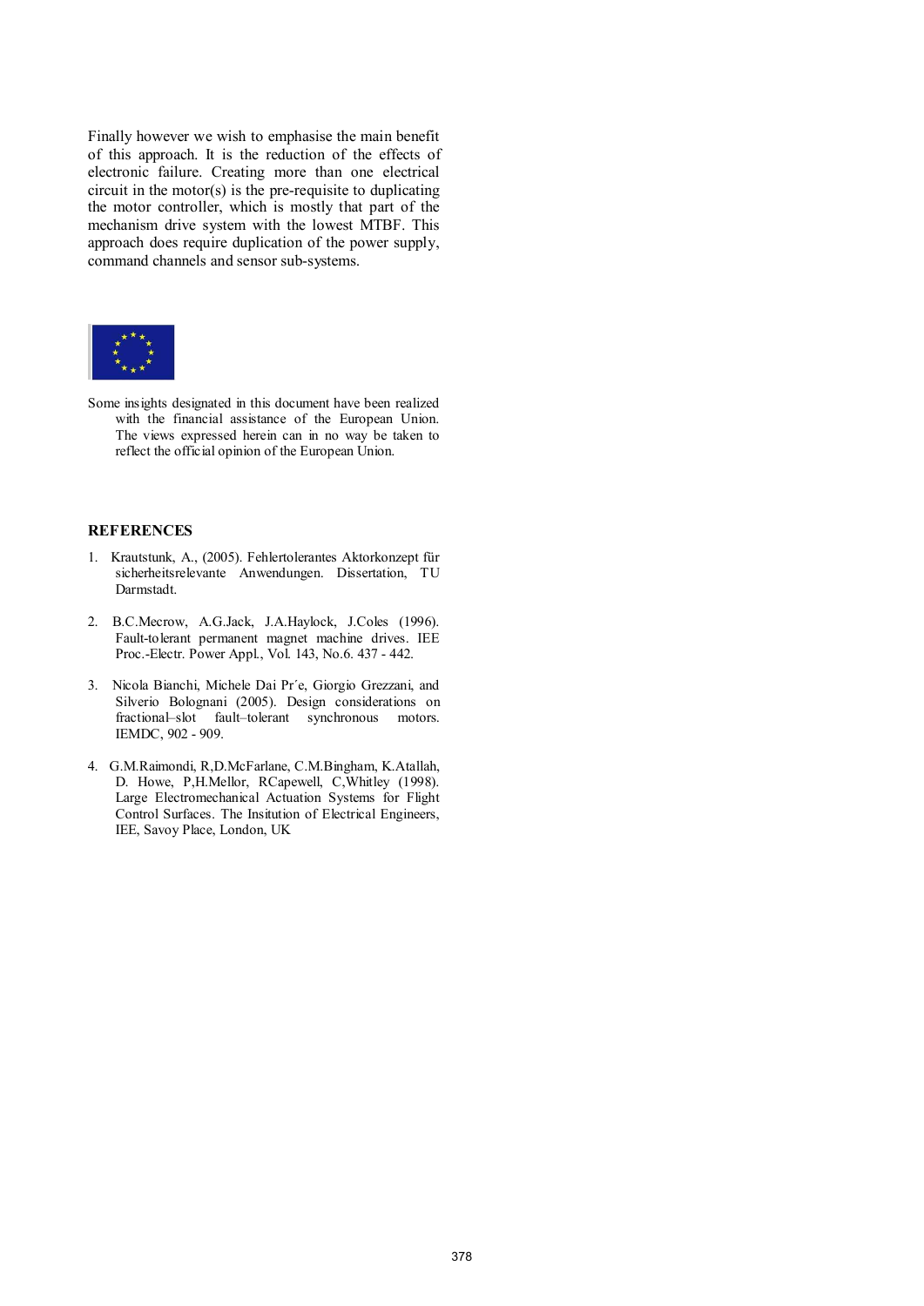Finally however we wish to emphasise the main benefit of this approach. It is the reduction of the effects of electronic failure. Creating more than one electrical circuit in the motor(s) is the pre-requisite to duplicating the motor controller, which is mostly that part of the mechanism drive system with the lowest MTBF. This approach does require duplication of the power supply, command channels and sensor sub-systems.

Some insights designated in this document have been realized with the financial assistance of the European Union. The views expressed herein can in no way be taken to reflect the official opinion of the European Union.

## REFERENCES

1. Krautstunk, A., (2005). Fehlertolerantes Aktorkonzept für sicherheitsrelevante Anwendungen. Dissertation, TU Darmstadt.

2. B.C.Mecrow, A.G.Jack, J.A.Haylock, J.Coles (1996). Fault-tolerant permanent magnet machine drives. IEE Proc.-Electr. Power Appl., Vol. 143, No.6. 437 - 442.

3. Nicola Bianchi, Michele Dai Pr´e, Giorgio Grezzani, and Silverio Bolognani (2005). Design considerations on fractional–slot fault–tolerant synchronous motors. IEMDC, 902 - 909.

4. G.M.Raimondi, R,D.McFarlane, C.M.Bingham, K.Atallah, D. Howe, P,H.Mellor, RCapewell, C,Whitley (1998). Large Electromechanical Actuation Systems for Flight Control Surfaces. The Insitution of Electrical Engineers, IEE, Savoy Place, London, UK